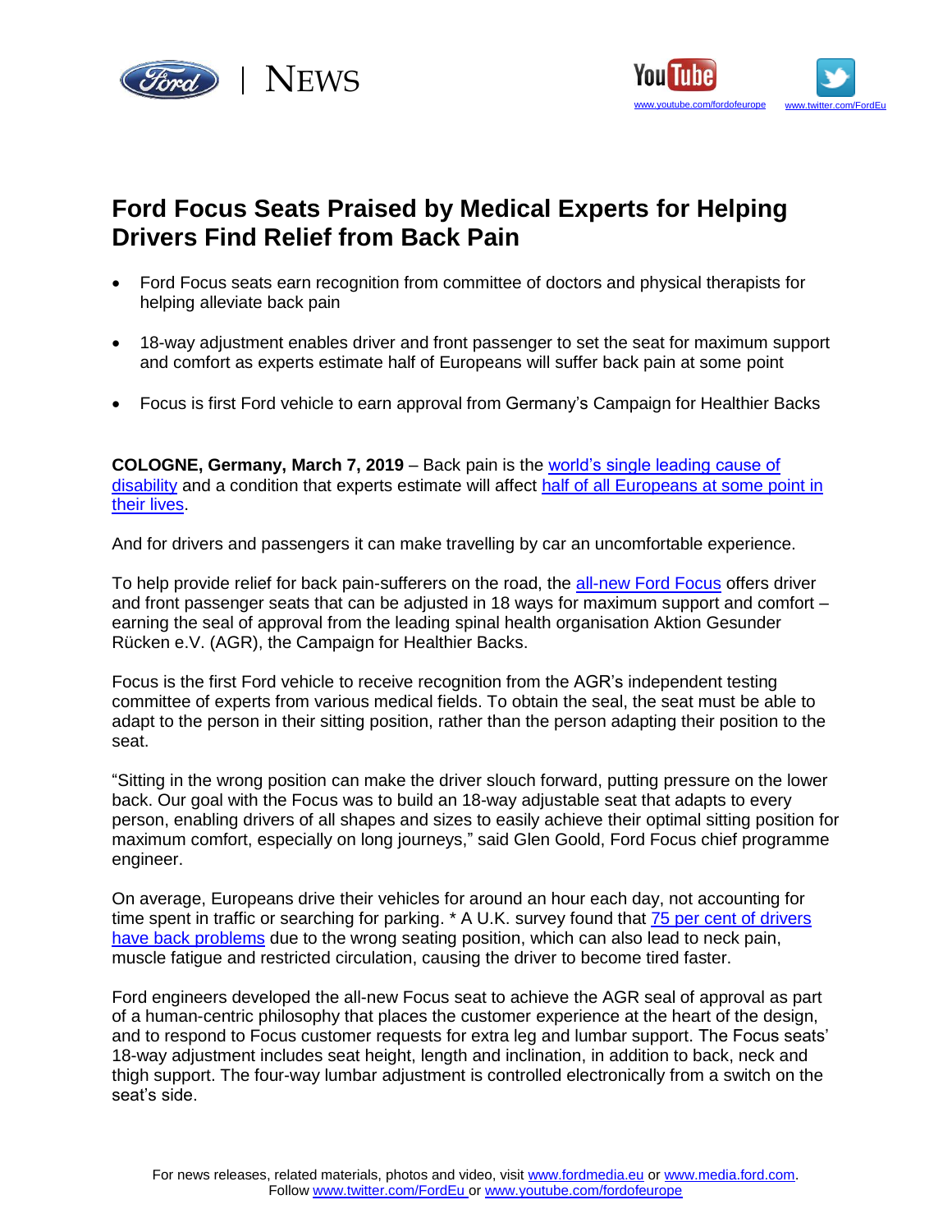# Ford Focus Seats Praised by Medical Experts for Helping Drivers Find Relief from Back Pain

- Ford Focus seats earn recognition from committee of doctors and physical therapists for helping alleviate back pain
- 18-way adjustment enables driver and front passenger to set the seat for maximum support and comfort as experts estimate half of Europeans will suffer back pain at some point
- Focus is first Ford vehicle to earn approval from Germany's Campaign for Healthier Backs

**COLOGNE, Germany, March 7, 2019** – Back pain is the world's single leading cause of disability and a condition that experts estimate will affect half of all Europeans at some point in their lives.

And for drivers and passengers it can make travelling by car an uncomfortable experience.

To help provide relief for back pain-sufferers on the road, the all-new Ford Focus offers driver and front passenger seats that can be adjusted in 18 ways for maximum support and comfort – earning the seal of approval from the leading spinal health organisation Aktion Gesunder Rücken e.V. (AGR), the Campaign for Healthier Backs.

Focus is the first Ford vehicle to receive recognition from the AGR's independent testing committee of experts from various medical fields. To obtain the seal, the seat must be able to adapt to the person in their sitting position, rather than the person adapting their position to the seat.

"Sitting in the wrong position can make the driver slouch forward, putting pressure on the lower back. Our goal with the Focus was to build an 18-way adjustable seat that adapts to every person, enabling drivers of all shapes and sizes to easily achieve their optimal sitting position for maximum comfort, especially on long journeys," said Glen Goold, Ford Focus chief programme engineer.

On average, Europeans drive their vehicles for around an hour each day, not accounting for time spent in traffic or searching for parking. * A U.K. survey found that 75 per cent of drivers have back problems due to the wrong seating position, which can also lead to neck pain, muscle fatigue and restricted circulation, causing the driver to become tired faster.

Ford engineers developed the all-new Focus seat to achieve the AGR seal of approval as part of a human-centric philosophy that places the customer experience at the heart of the design, and to respond to Focus customer requests for extra leg and lumbar support. The Focus seats' 18-way adjustment includes seat height, length and inclination, in addition to back, neck and thigh support. The four-way lumbar adjustment is controlled electronically from a switch on the seat's side.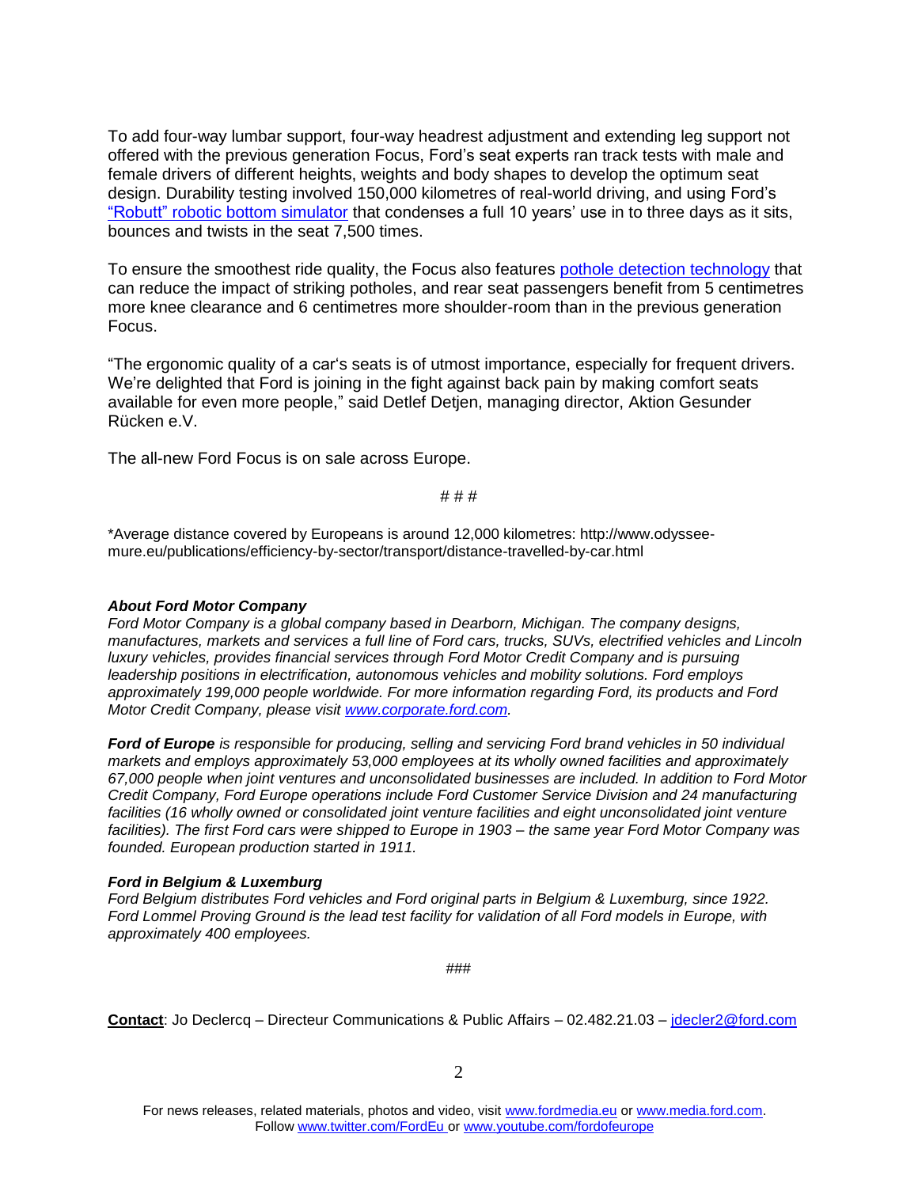To add four-way lumbar support, four-way headrest adjustment and extending leg support not offered with the previous generation Focus, Ford's seat experts ran track tests with male and female drivers of different heights, weights and body shapes to develop the optimum seat design. Durability testing involved 150,000 kilometres of real-world driving, and using Ford's "Robutt" robotic bottom simulator that condenses a full 10 years' use in to three days as it sits, bounces and twists in the seat 7,500 times.

To ensure the smoothest ride quality, the Focus also features pothole detection technology that can reduce the impact of striking potholes, and rear seat passengers benefit from 5 centimetres more knee clearance and 6 centimetres more shoulder-room than in the previous generation Focus.

"The ergonomic quality of a car's seats is of utmost importance, especially for frequent drivers. We're delighted that Ford is joining in the fight against back pain by making comfort seats available for even more people," said Detlef Detjen, managing director, Aktion Gesunder Rücken e.V.

The all-new Ford Focus is on sale across Europe.

# # #

*Average distance covered by Europeans is around 12,000 kilometres: http://www.odyssee-mure.eu/publications/efficiency-by-sector/transport/distance-travelled-by-car.html

***About Ford Motor Company***
*Ford Motor Company is a global company based in Dearborn, Michigan. The company designs, manufactures, markets and services a full line of Ford cars, trucks, SUVs, electrified vehicles and Lincoln luxury vehicles, provides financial services through Ford Motor Credit Company and is pursuing leadership positions in electrification, autonomous vehicles and mobility solutions. Ford employs approximately 199,000 people worldwide. For more information regarding Ford, its products and Ford Motor Credit Company, please visit www.corporate.ford.com.*

***Ford of Europe*** *is responsible for producing, selling and servicing Ford brand vehicles in 50 individual markets and employs approximately 53,000 employees at its wholly owned facilities and approximately 67,000 people when joint ventures and unconsolidated businesses are included. In addition to Ford Motor Credit Company, Ford Europe operations include Ford Customer Service Division and 24 manufacturing facilities (16 wholly owned or consolidated joint venture facilities and eight unconsolidated joint venture facilities). The first Ford cars were shipped to Europe in 1903 – the same year Ford Motor Company was founded. European production started in 1911.*

***Ford in Belgium & Luxemburg***
*Ford Belgium distributes Ford vehicles and Ford original parts in Belgium & Luxemburg, since 1922. Ford Lommel Proving Ground is the lead test facility for validation of all Ford models in Europe, with approximately 400 employees.*

###

**Contact**: Jo Declercq – Directeur Communications & Public Affairs – 02.482.21.03 – jdecler2@ford.com

For news releases, related materials, photos and video, visit www.fordmedia.eu or www.media.ford.com.
Follow www.twitter.com/FordEu or www.youtube.com/fordofeurope